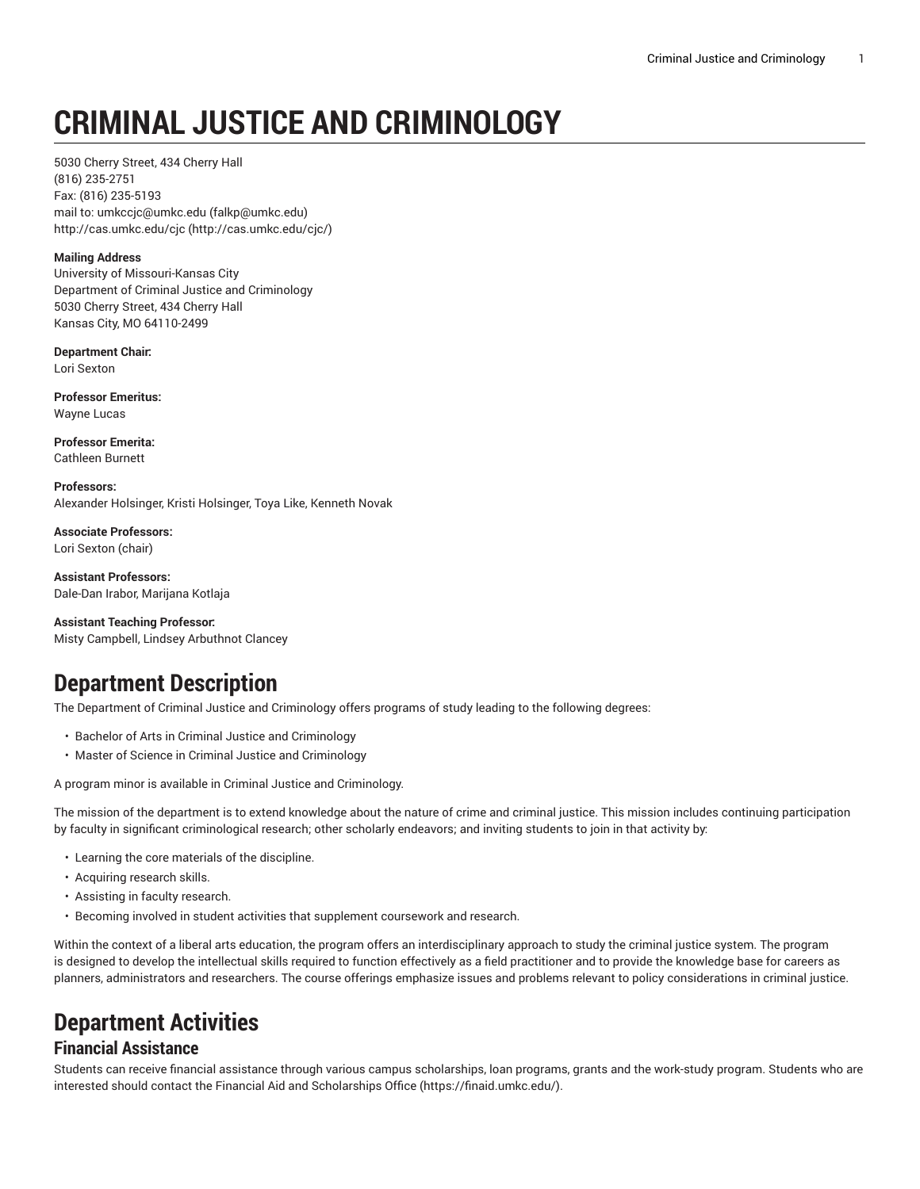# CRIMINAL JUSTICE AND CRIMINOLOGY

5030 Cherry Street, 434 Cherry Hall
(816) 235-2751
Fax: (816) 235-5193
mail to: umkccjc@umkc.edu (falkp@umkc.edu)
http://cas.umkc.edu/cjc (http://cas.umkc.edu/cjc/)

**Mailing Address**
University of Missouri-Kansas City
Department of Criminal Justice and Criminology
5030 Cherry Street, 434 Cherry Hall
Kansas City, MO 64110-2499

**Department Chair:**
Lori Sexton

**Professor Emeritus:**
Wayne Lucas

**Professor Emerita:**
Cathleen Burnett

**Professors:**
Alexander Holsinger, Kristi Holsinger, Toya Like, Kenneth Novak

**Associate Professors:**
Lori Sexton (chair)

**Assistant Professors:**
Dale-Dan Irabor, Marijana Kotlaja

**Assistant Teaching Professor:**
Misty Campbell, Lindsey Arbuthnot Clancey

## Department Description

The Department of Criminal Justice and Criminology offers programs of study leading to the following degrees:

- Bachelor of Arts in Criminal Justice and Criminology
- Master of Science in Criminal Justice and Criminology

A program minor is available in Criminal Justice and Criminology.

The mission of the department is to extend knowledge about the nature of crime and criminal justice. This mission includes continuing participation by faculty in significant criminological research; other scholarly endeavors; and inviting students to join in that activity by:

- Learning the core materials of the discipline.
- Acquiring research skills.
- Assisting in faculty research.
- Becoming involved in student activities that supplement coursework and research.

Within the context of a liberal arts education, the program offers an interdisciplinary approach to study the criminal justice system. The program is designed to develop the intellectual skills required to function effectively as a field practitioner and to provide the knowledge base for careers as planners, administrators and researchers. The course offerings emphasize issues and problems relevant to policy considerations in criminal justice.

## Department Activities

### Financial Assistance

Students can receive financial assistance through various campus scholarships, loan programs, grants and the work-study program. Students who are interested should contact the Financial Aid and Scholarships Office (https://finaid.umkc.edu/).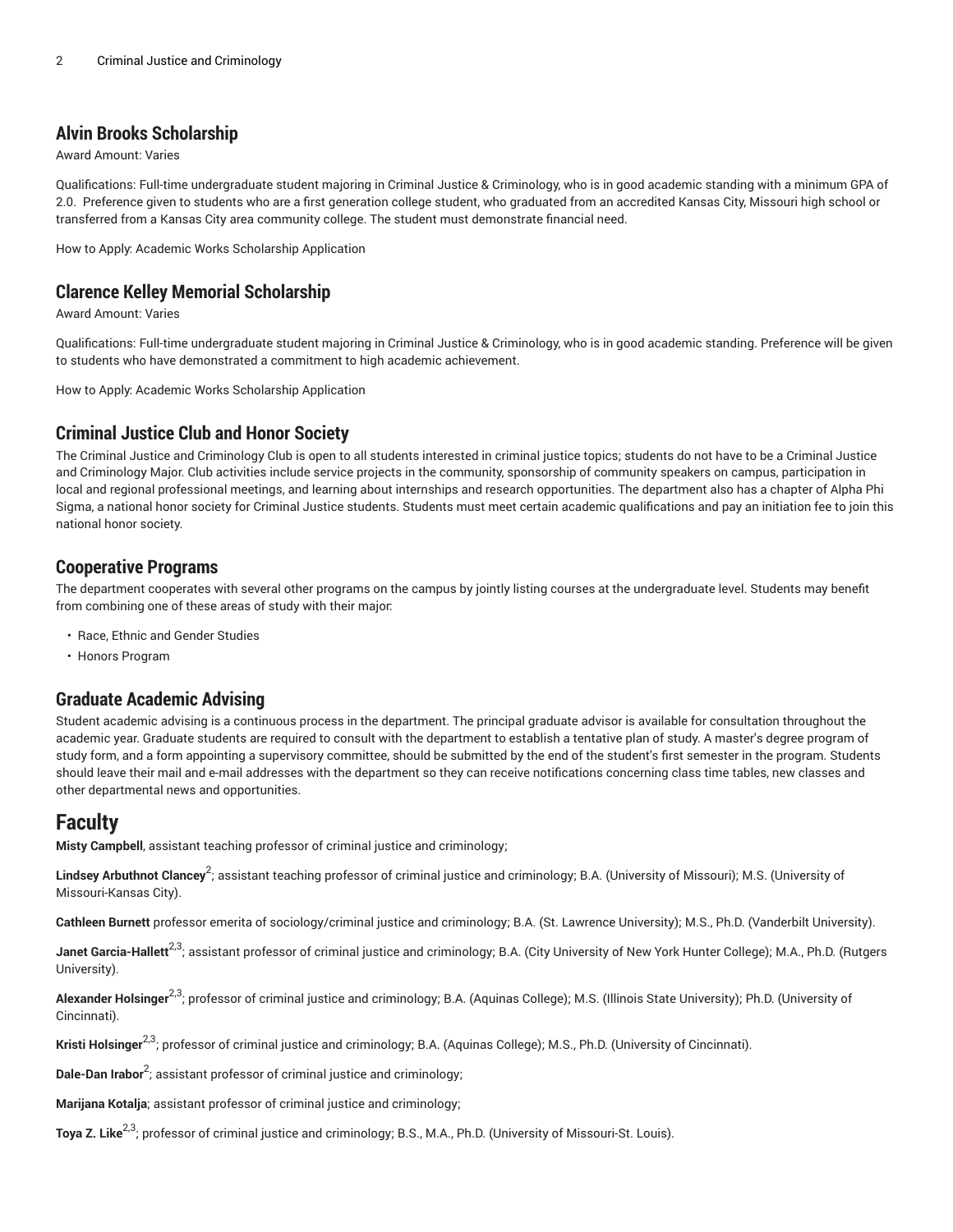## Alvin Brooks Scholarship

Award Amount: Varies

Qualifications: Full-time undergraduate student majoring in Criminal Justice & Criminology, who is in good academic standing with a minimum GPA of 2.0. Preference given to students who are a first generation college student, who graduated from an accredited Kansas City, Missouri high school or transferred from a Kansas City area community college. The student must demonstrate financial need.

How to Apply: Academic Works Scholarship Application

## Clarence Kelley Memorial Scholarship

Award Amount: Varies

Qualifications: Full-time undergraduate student majoring in Criminal Justice & Criminology, who is in good academic standing. Preference will be given to students who have demonstrated a commitment to high academic achievement.

How to Apply: Academic Works Scholarship Application

## Criminal Justice Club and Honor Society

The Criminal Justice and Criminology Club is open to all students interested in criminal justice topics; students do not have to be a Criminal Justice and Criminology Major. Club activities include service projects in the community, sponsorship of community speakers on campus, participation in local and regional professional meetings, and learning about internships and research opportunities. The department also has a chapter of Alpha Phi Sigma, a national honor society for Criminal Justice students. Students must meet certain academic qualifications and pay an initiation fee to join this national honor society.

## Cooperative Programs

The department cooperates with several other programs on the campus by jointly listing courses at the undergraduate level. Students may benefit from combining one of these areas of study with their major:

- Race, Ethnic and Gender Studies
- Honors Program

## Graduate Academic Advising

Student academic advising is a continuous process in the department. The principal graduate advisor is available for consultation throughout the academic year. Graduate students are required to consult with the department to establish a tentative plan of study. A master's degree program of study form, and a form appointing a supervisory committee, should be submitted by the end of the student's first semester in the program. Students should leave their mail and e-mail addresses with the department so they can receive notifications concerning class time tables, new classes and other departmental news and opportunities.

# Faculty

**Misty Campbell**, assistant teaching professor of criminal justice and criminology;

**Lindsey Arbuthnot Clancey**[2]; assistant teaching professor of criminal justice and criminology; B.A. (University of Missouri); M.S. (University of Missouri-Kansas City).

**Cathleen Burnett** professor emerita of sociology/criminal justice and criminology; B.A. (St. Lawrence University); M.S., Ph.D. (Vanderbilt University).

**Janet Garcia-Hallett**[2,3]; assistant professor of criminal justice and criminology; B.A. (City University of New York Hunter College); M.A., Ph.D. (Rutgers University).

**Alexander Holsinger**[2,3]; professor of criminal justice and criminology; B.A. (Aquinas College); M.S. (Illinois State University); Ph.D. (University of Cincinnati).

**Kristi Holsinger**[2,3]; professor of criminal justice and criminology; B.A. (Aquinas College); M.S., Ph.D. (University of Cincinnati).

**Dale-Dan Irabor**[2]; assistant professor of criminal justice and criminology;

**Marijana Kotalja**; assistant professor of criminal justice and criminology;

**Toya Z. Like**[2,3]; professor of criminal justice and criminology; B.S., M.A., Ph.D. (University of Missouri-St. Louis).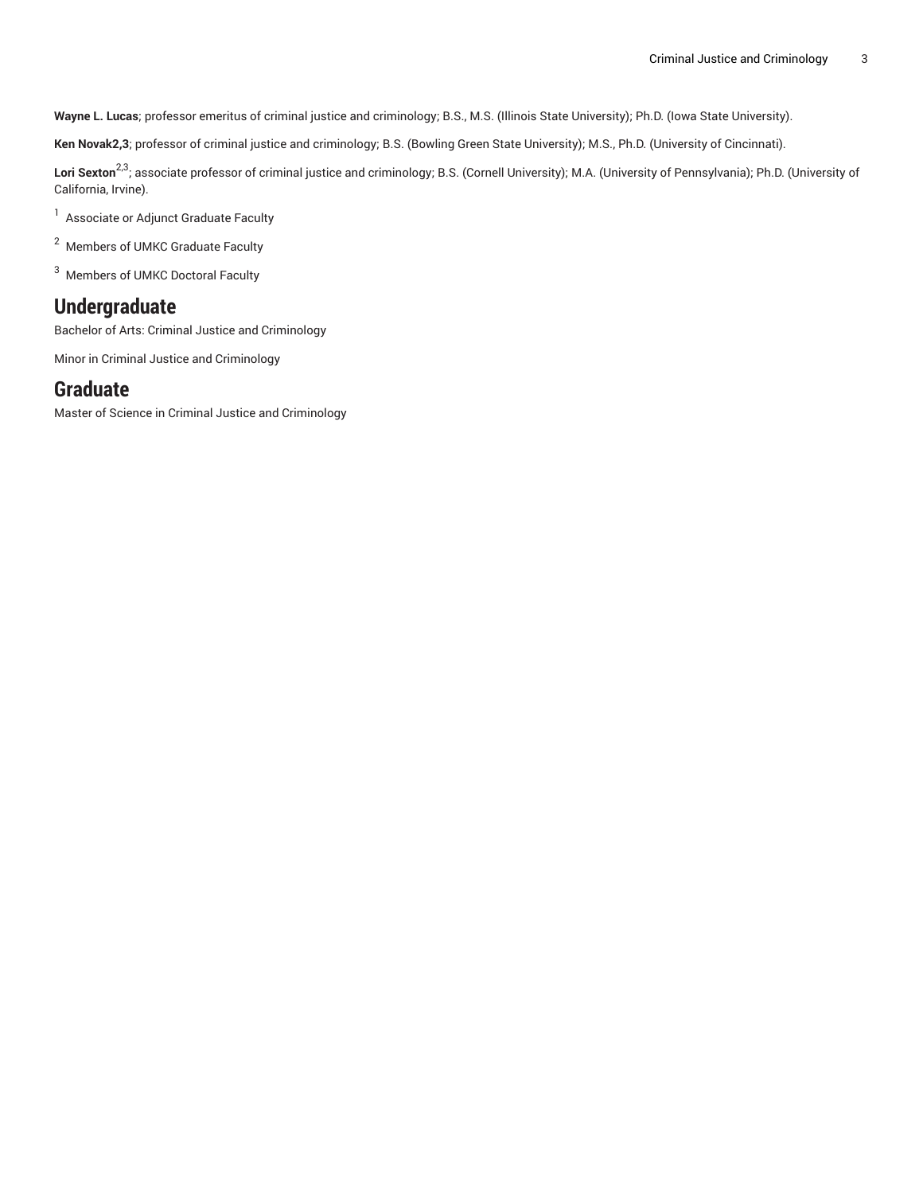**Wayne L. Lucas**; professor emeritus of criminal justice and criminology; B.S., M.S. (Illinois State University); Ph.D. (Iowa State University).

**Ken Novak2,3**; professor of criminal justice and criminology; B.S. (Bowling Green State University); M.S., Ph.D. (University of Cincinnati).

**Lori Sexton**[2,3]; associate professor of criminal justice and criminology; B.S. (Cornell University); M.A. (University of Pennsylvania); Ph.D. (University of California, Irvine).

[1] Associate or Adjunct Graduate Faculty

[2] Members of UMKC Graduate Faculty

[3] Members of UMKC Doctoral Faculty

## Undergraduate

Bachelor of Arts: Criminal Justice and Criminology

Minor in Criminal Justice and Criminology

## Graduate

Master of Science in Criminal Justice and Criminology